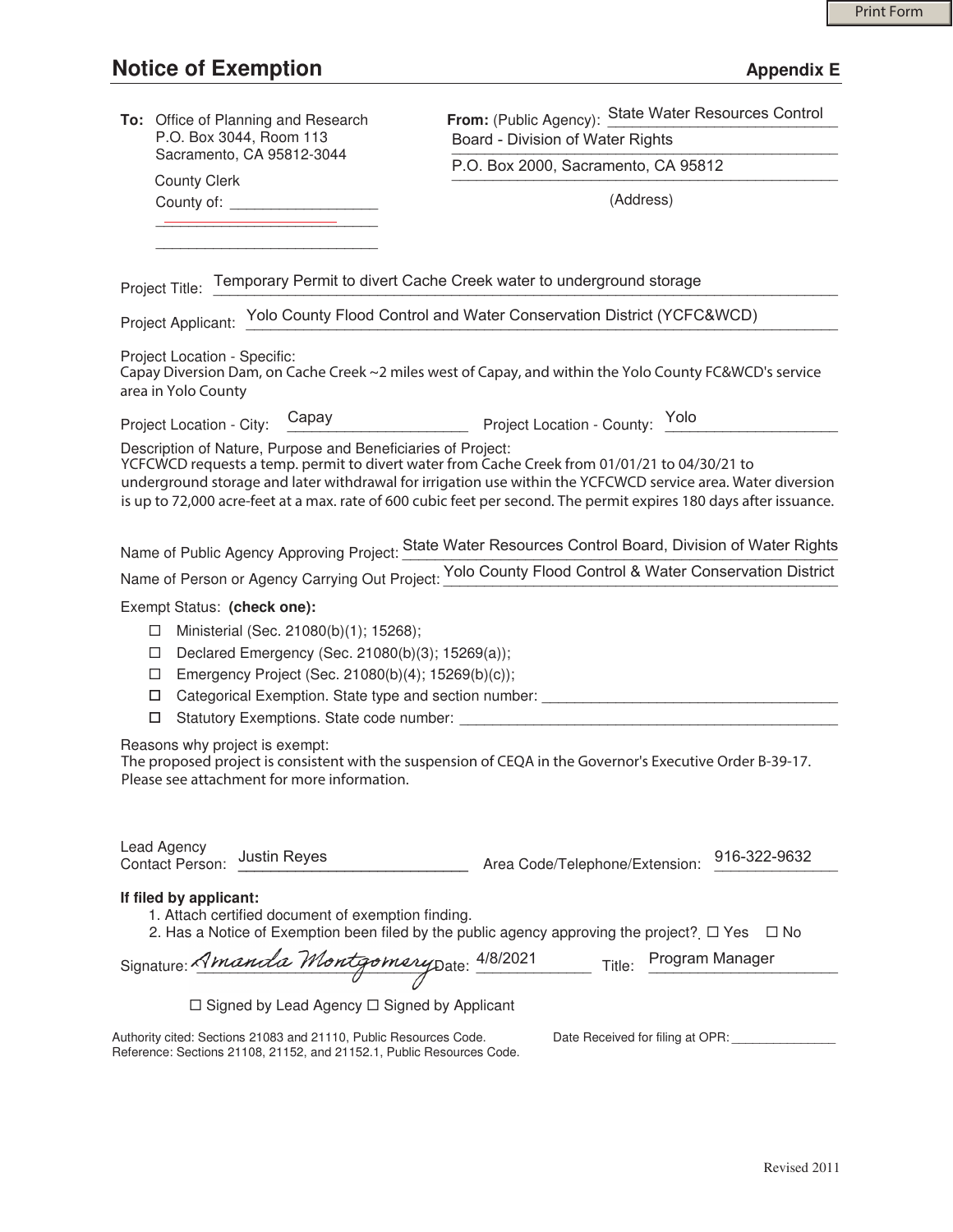Print Form

# Notice of Exemption

**Appendix E**

**To:** Office of Planning and Research
P.O. Box 3044, Room 113
Sacramento, CA 95812-3044

County Clerk
County of: ____________________

**From:** (Public Agency): State Water Resources Control Board - Division of Water Rights
P.O. Box 2000, Sacramento, CA 95812
(Address)

Project Title: Temporary Permit to divert Cache Creek water to underground storage

Project Applicant: Yolo County Flood Control and Water Conservation District (YCFC&WCD)

Project Location - Specific:
Capay Diversion Dam, on Cache Creek ~2 miles west of Capay, and within the Yolo County FC&WCD's service area in Yolo County

Project Location - City: Capay  Project Location - County: Yolo

Description of Nature, Purpose and Beneficiaries of Project:
YCFCWCD requests a temp. permit to divert water from Cache Creek from 01/01/21 to 04/30/21 to underground storage and later withdrawal for irrigation use within the YCFCWCD service area. Water diversion is up to 72,000 acre-feet at a max. rate of 600 cubic feet per second. The permit expires 180 days after issuance.

Name of Public Agency Approving Project: State Water Resources Control Board, Division of Water Rights

Name of Person or Agency Carrying Out Project: Yolo County Flood Control & Water Conservation District

Exempt Status: **(check one):**

- ☐ Ministerial (Sec. 21080(b)(1); 15268);
- ☐ Declared Emergency (Sec. 21080(b)(3); 15269(a));
- ☐ Emergency Project (Sec. 21080(b)(4); 15269(b)(c));
- ☐ Categorical Exemption. State type and section number: ____________________
- ☐ Statutory Exemptions. State code number: ____________________

Reasons why project is exempt:
The proposed project is consistent with the suspension of CEQA in the Governor's Executive Order B-39-17. Please see attachment for more information.

Lead Agency Contact Person: Justin Reyes  Area Code/Telephone/Extension: 916-322-9632

**If filed by applicant:**
1. Attach certified document of exemption finding.
2. Has a Notice of Exemption been filed by the public agency approving the project?. ☐ Yes ☐ No

Signature: *Amanda Montgomery*  Date: 4/8/2021  Title: Program Manager

☐ Signed by Lead Agency ☐ Signed by Applicant

Authority cited: Sections 21083 and 21110, Public Resources Code.
Reference: Sections 21108, 21152, and 21152.1, Public Resources Code.

Date Received for filing at OPR: ____________

Revised 2011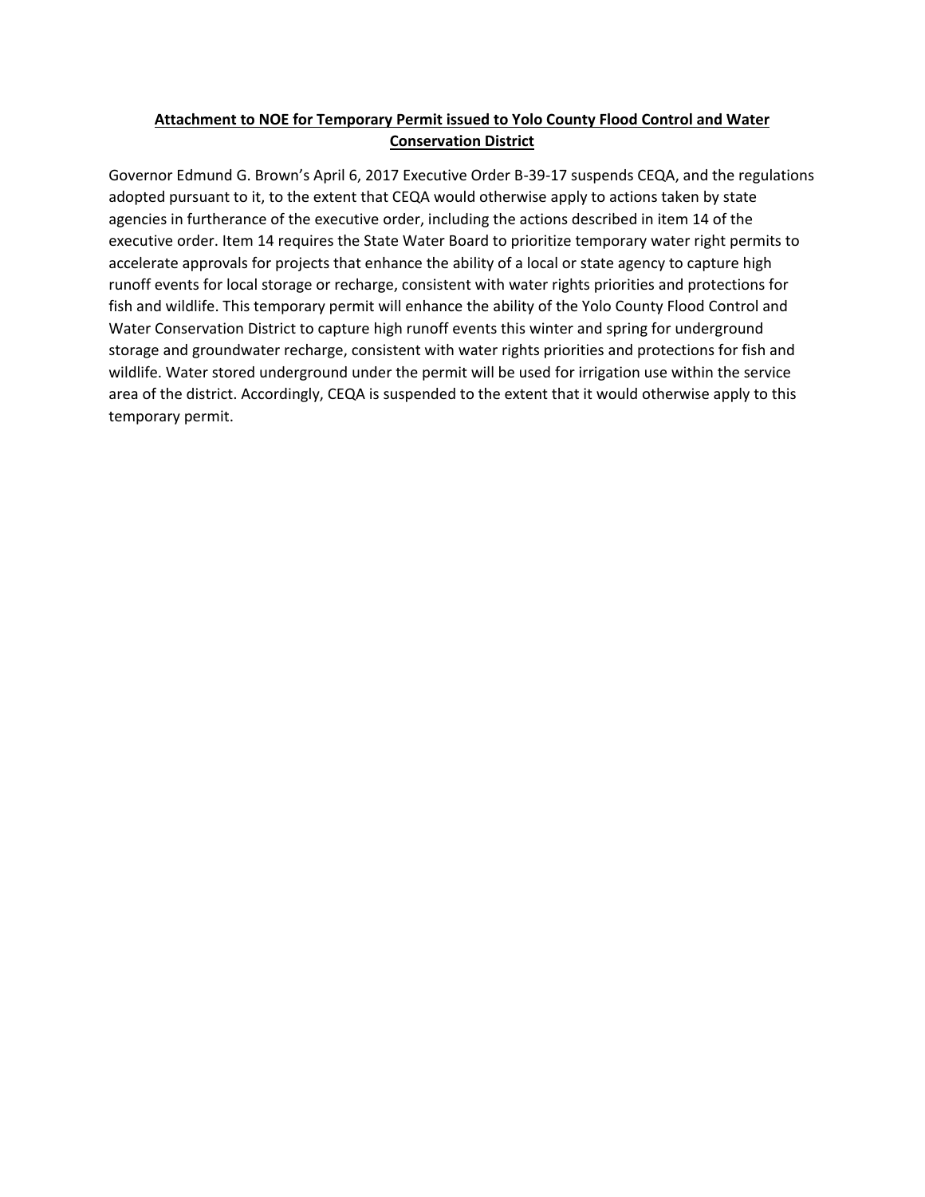**Attachment to NOE for Temporary Permit issued to Yolo County Flood Control and Water Conservation District**

Governor Edmund G. Brown's April 6, 2017 Executive Order B-39-17 suspends CEQA, and the regulations adopted pursuant to it, to the extent that CEQA would otherwise apply to actions taken by state agencies in furtherance of the executive order, including the actions described in item 14 of the executive order. Item 14 requires the State Water Board to prioritize temporary water right permits to accelerate approvals for projects that enhance the ability of a local or state agency to capture high runoff events for local storage or recharge, consistent with water rights priorities and protections for fish and wildlife. This temporary permit will enhance the ability of the Yolo County Flood Control and Water Conservation District to capture high runoff events this winter and spring for underground storage and groundwater recharge, consistent with water rights priorities and protections for fish and wildlife. Water stored underground under the permit will be used for irrigation use within the service area of the district. Accordingly, CEQA is suspended to the extent that it would otherwise apply to this temporary permit.